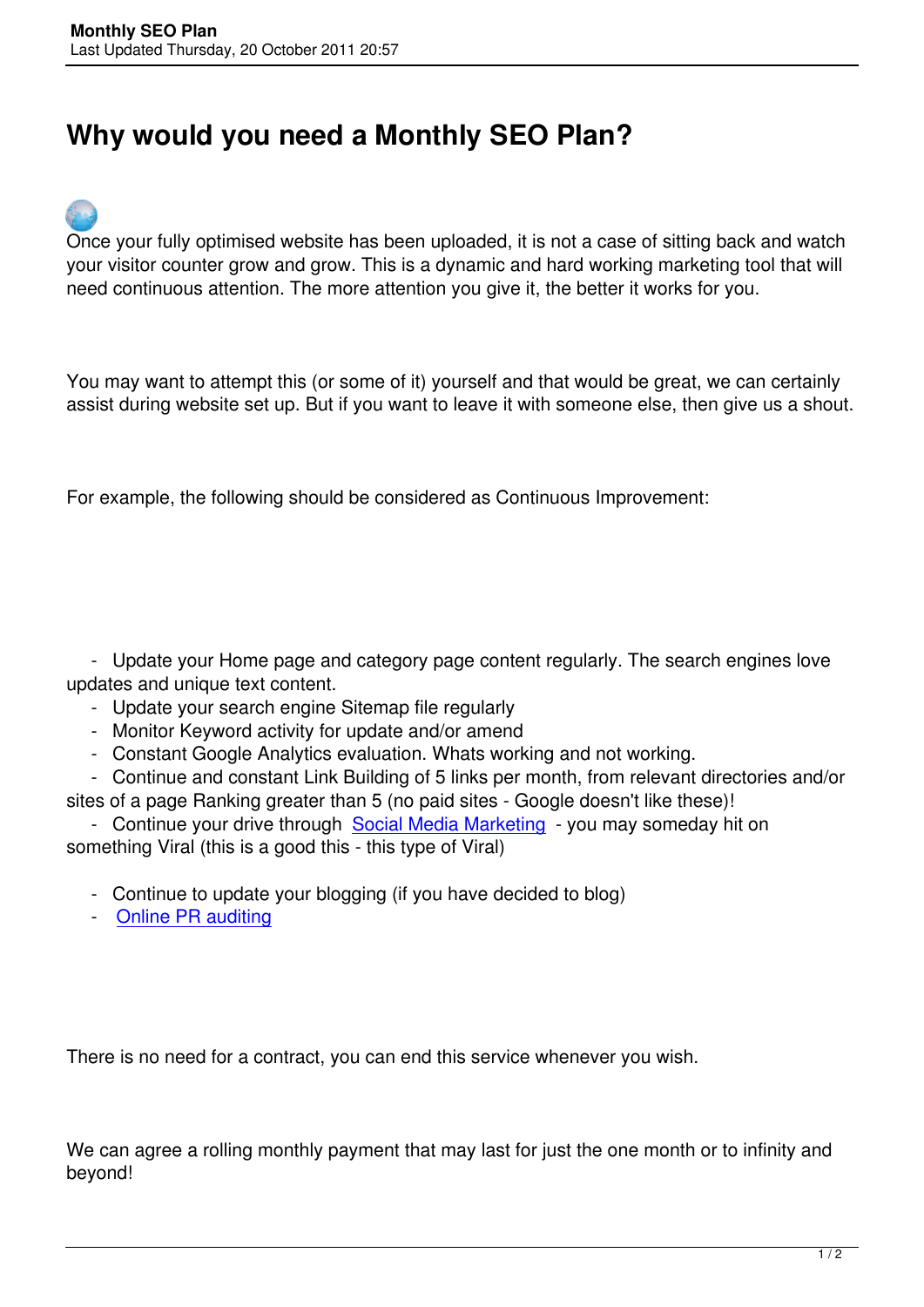# Why would you need a Monthly SEO Plan?

Once your fully optimised website has been uploaded, it is not a case of sitting back and watch your visitor counter grow and grow. This is a dynamic and hard working marketing tool that will need continuous attention. The more attention you give it, the better it works for you.

You may want to attempt this (or some of it) yourself and that would be great, we can certainly assist during website set up. But if you want to leave it with someone else, then give us a shout.

For example, the following should be considered as Continuous Improvement:

- Update your Home page and category page content regularly. The search engines love updates and unique text content.
- Update your search engine Sitemap file regularly
- Monitor Keyword activity for update and/or amend
- Constant Google Analytics evaluation. Whats working and not working.
- Continue and constant Link Building of 5 links per month, from relevant directories and/or sites of a page Ranking greater than 5 (no paid sites - Google doesn't like these)!
- Continue your drive through Social Media Marketing - you may someday hit on something Viral (this is a good this - this type of Viral)
- Continue to update your blogging (if you have decided to blog)
- Online PR auditing

There is no need for a contract, you can end this service whenever you wish.

We can agree a rolling monthly payment that may last for just the one month or to infinity and beyond!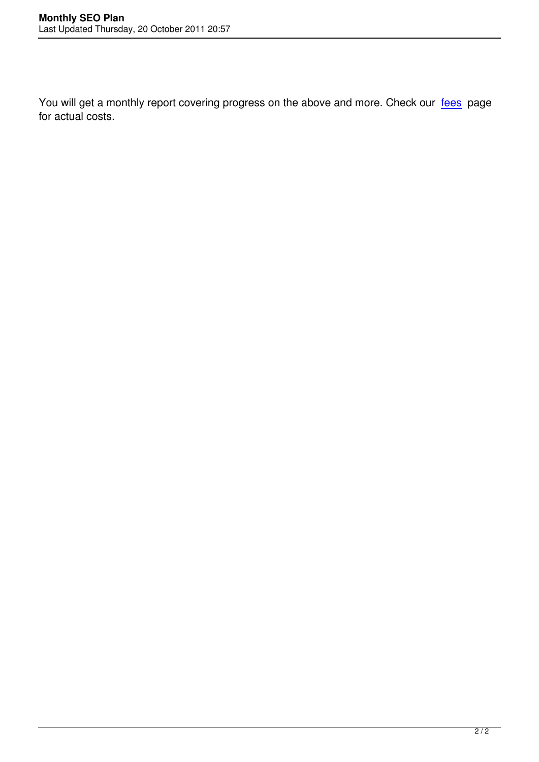You will get a monthly report covering progress on the above and more. Check our fees page for actual costs.